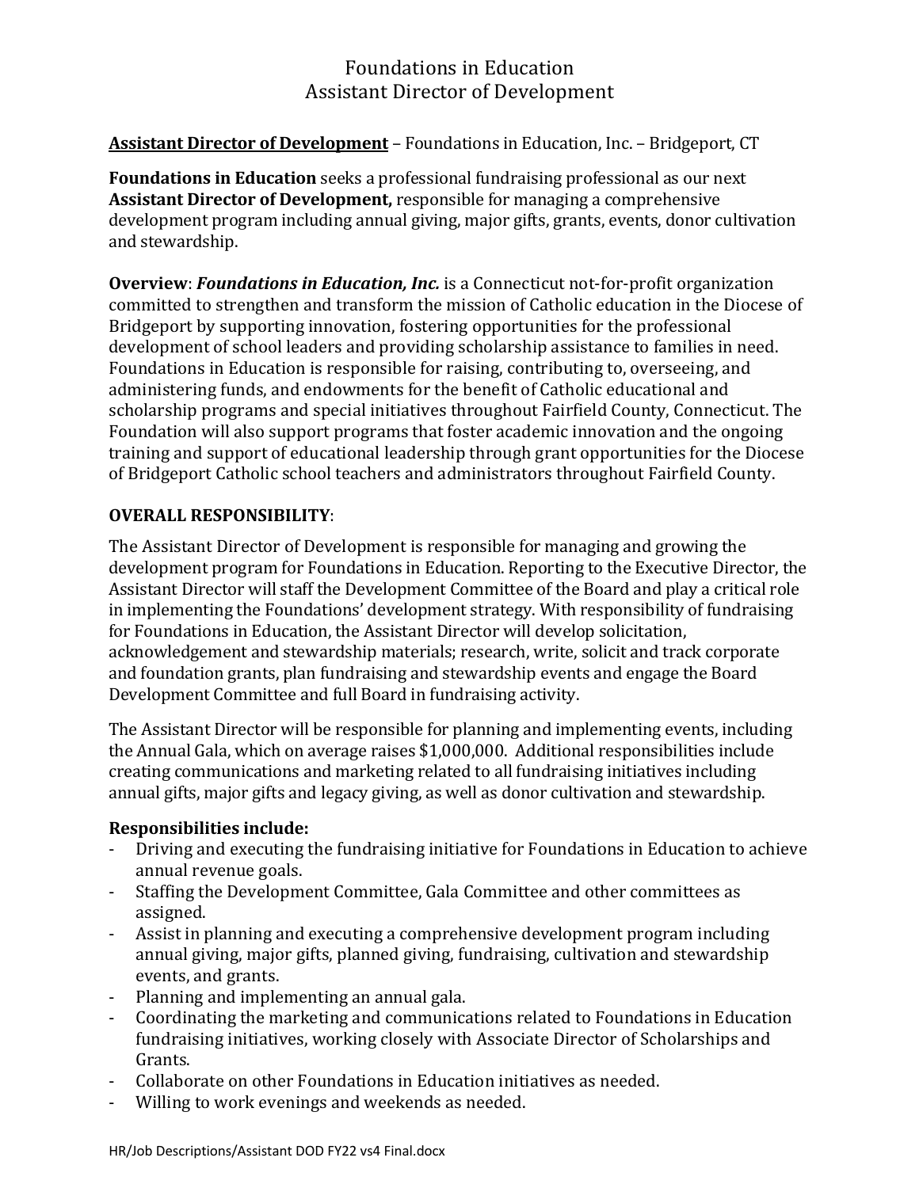# Foundations in Education
## Assistant Director of Development

**Assistant Director of Development** – Foundations in Education, Inc. – Bridgeport, CT

**Foundations in Education** seeks a professional fundraising professional as our next **Assistant Director of Development,** responsible for managing a comprehensive development program including annual giving, major gifts, grants, events, donor cultivation and stewardship.

**Overview**: ***Foundations in Education, Inc.*** is a Connecticut not-for-profit organization committed to strengthen and transform the mission of Catholic education in the Diocese of Bridgeport by supporting innovation, fostering opportunities for the professional development of school leaders and providing scholarship assistance to families in need. Foundations in Education is responsible for raising, contributing to, overseeing, and administering funds, and endowments for the benefit of Catholic educational and scholarship programs and special initiatives throughout Fairfield County, Connecticut. The Foundation will also support programs that foster academic innovation and the ongoing training and support of educational leadership through grant opportunities for the Diocese of Bridgeport Catholic school teachers and administrators throughout Fairfield County.

**OVERALL RESPONSIBILITY**:

The Assistant Director of Development is responsible for managing and growing the development program for Foundations in Education. Reporting to the Executive Director, the Assistant Director will staff the Development Committee of the Board and play a critical role in implementing the Foundations' development strategy. With responsibility of fundraising for Foundations in Education, the Assistant Director will develop solicitation, acknowledgement and stewardship materials; research, write, solicit and track corporate and foundation grants, plan fundraising and stewardship events and engage the Board Development Committee and full Board in fundraising activity.

The Assistant Director will be responsible for planning and implementing events, including the Annual Gala, which on average raises $1,000,000. Additional responsibilities include creating communications and marketing related to all fundraising initiatives including annual gifts, major gifts and legacy giving, as well as donor cultivation and stewardship.

**Responsibilities include:**

- Driving and executing the fundraising initiative for Foundations in Education to achieve annual revenue goals.
- Staffing the Development Committee, Gala Committee and other committees as assigned.
- Assist in planning and executing a comprehensive development program including annual giving, major gifts, planned giving, fundraising, cultivation and stewardship events, and grants.
- Planning and implementing an annual gala.
- Coordinating the marketing and communications related to Foundations in Education fundraising initiatives, working closely with Associate Director of Scholarships and Grants.
- Collaborate on other Foundations in Education initiatives as needed.
- Willing to work evenings and weekends as needed.

HR/Job Descriptions/Assistant DOD FY22 vs4 Final.docx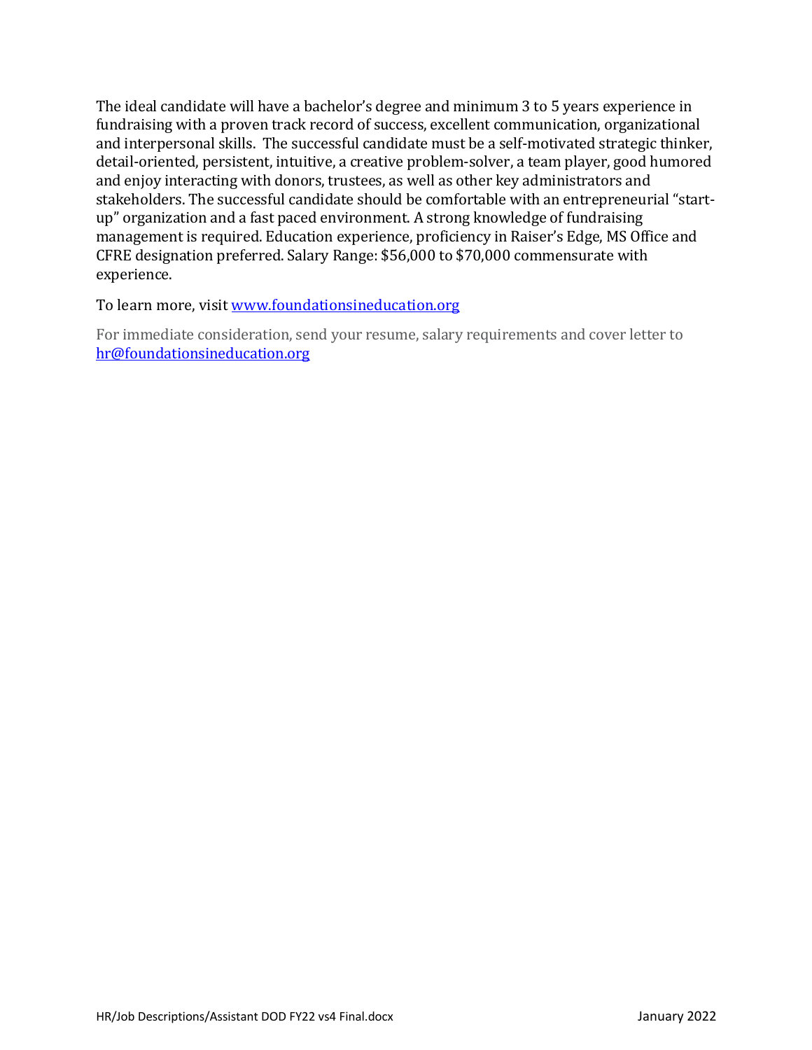The ideal candidate will have a bachelor's degree and minimum 3 to 5 years experience in fundraising with a proven track record of success, excellent communication, organizational and interpersonal skills. The successful candidate must be a self-motivated strategic thinker, detail-oriented, persistent, intuitive, a creative problem-solver, a team player, good humored and enjoy interacting with donors, trustees, as well as other key administrators and stakeholders. The successful candidate should be comfortable with an entrepreneurial "start-up" organization and a fast paced environment. A strong knowledge of fundraising management is required. Education experience, proficiency in Raiser's Edge, MS Office and CFRE designation preferred. Salary Range: $56,000 to $70,000 commensurate with experience.

To learn more, visit [www.foundationsineducation.org](http://www.foundationsineducation.org)

For immediate consideration, send your resume, salary requirements and cover letter to [hr@foundationsineducation.org](mailto:hr@foundationsineducation.org)